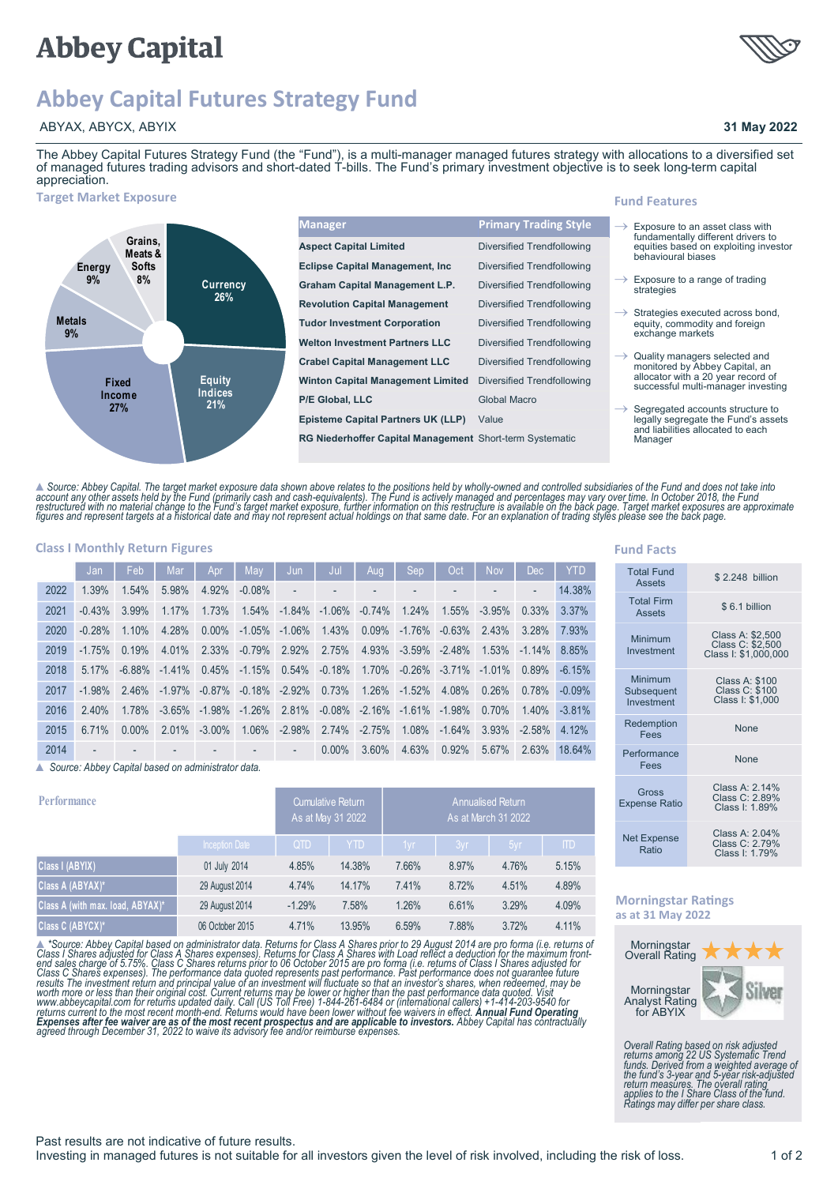# Abbey Capital

## Abbey Capital Futures Strategy Fund

ABYAX, ABYCX, ABYIX

**31 May 2022**

The Abbey Capital Futures Strategy Fund (the "Fund"), is a multi-manager managed futures strategy with allocations to a diversified set of managed futures trading advisors and short-dated T-bills. The Fund's primary investment objective is to seek long-term capital appreciation.

### Target Market Exposure

Currency 26%
Equity Indices 21%
Fixed Income 27%
Metals 9%
Energy 9%
Grains, Meats & Softs 8%

| Manager | Primary Trading Style |
|---|---|
| **Aspect Capital Limited** | Diversified Trendfollowing |
| **Eclipse Capital Management, Inc** | Diversified Trendfollowing |
| **Graham Capital Management L.P.** | Diversified Trendfollowing |
| **Revolution Capital Management** | Diversified Trendfollowing |
| **Tudor Investment Corporation** | Diversified Trendfollowing |
| **Welton Investment Partners LLC** | Diversified Trendfollowing |
| **Crabel Capital Management LLC** | Diversified Trendfollowing |
| **Winton Capital Management Limited** | Diversified Trendfollowing |
| **P/E Global, LLC** | Global Macro |
| **Episteme Capital Partners UK (LLP)** | Value |
| **RG Niederhoffer Capital Management** | Short-term Systematic |

*▲ Source: Abbey Capital. The target market exposure data shown above relates to the positions held by wholly-owned and controlled subsidiaries of the Fund and does not take into account any other assets held by the Fund (primarily cash and cash-equivalents). The Fund is actively managed and percentages may vary over time. In October 2018, the Fund restructured with no material change to the Fund's target market exposure, further information on this restructure is available on the back page. Target market exposures are approximate figures and represent targets at a historical date and may not represent actual holdings on that same date. For an explanation of trading styles please see the back page.*

### Fund Features

- Exposure to an asset class with fundamentally different drivers to equities based on exploiting investor behavioural biases
- Exposure to a range of trading strategies
- Strategies executed across bond, equity, commodity and foreign exchange markets
- Quality managers selected and monitored by Abbey Capital, an allocator with a 20 year record of successful multi-manager investing
- Segregated accounts structure to legally segregate the Fund's assets and liabilities allocated to each Manager

### Class I Monthly Return Figures

| | Jan | Feb | Mar | Apr | May | Jun | Jul | Aug | Sep | Oct | Nov | Dec | YTD |
|---|---|---|---|---|---|---|---|---|---|---|---|---|---|
| 2022 | 1.39% | 1.54% | 5.98% | 4.92% | -0.08% | - | - | - | - | - | - | - | 14.38% |
| 2021 | -0.43% | 3.99% | 1.17% | 1.73% | 1.54% | -1.84% | -1.06% | -0.74% | 1.24% | 1.55% | -3.95% | 0.33% | 3.37% |
| 2020 | -0.28% | 1.10% | 4.28% | 0.00% | -1.05% | -1.06% | 1.43% | 0.09% | -1.76% | -0.63% | 2.43% | 3.28% | 7.93% |
| 2019 | -1.75% | 0.19% | 4.01% | 2.33% | -0.79% | 2.92% | 2.75% | 4.93% | -3.59% | -2.48% | 1.53% | -1.14% | 8.85% |
| 2018 | 5.17% | -6.88% | -1.41% | 0.45% | -1.15% | 0.54% | -0.18% | 1.70% | -0.26% | -3.71% | -1.01% | 0.89% | -6.15% |
| 2017 | -1.98% | 2.46% | -1.97% | -0.87% | -0.18% | -2.92% | 0.73% | 1.26% | -1.52% | 4.08% | 0.26% | 0.78% | -0.09% |
| 2016 | 2.40% | 1.78% | -3.65% | -1.98% | -1.26% | 2.81% | -0.08% | -2.16% | -1.61% | -1.98% | 0.70% | 1.40% | -3.81% |
| 2015 | 6.71% | 0.00% | 2.01% | -3.00% | 1.06% | -2.98% | 2.74% | -2.75% | 1.08% | -1.64% | 3.93% | -2.58% | 4.12% |
| 2014 | - | - | - | - | - | - | 0.00% | 3.60% | 4.63% | 0.92% | 5.67% | 2.63% | 18.64% |

*▲ Source: Abbey Capital based on administrator data.*

### Fund Facts

| | |
|---|---|
| Total Fund Assets | $ 2.248 billion |
| Total Firm Assets | $ 6.1 billion |
| Minimum Investment | Class A: $2,500<br>Class C: $2,500<br>Class I: $1,000,000 |
| Minimum Subsequent Investment | Class A: $100<br>Class C: $100<br>Class I: $1,000 |
| Redemption Fees | None |
| Performance Fees | None |
| Gross Expense Ratio | Class A: 2.14%<br>Class C: 2.89%<br>Class I: 1.89% |
| Net Expense Ratio | Class A: 2.04%<br>Class C: 2.79%<br>Class I: 1.79% |

### Performance

| | | Cumulative Return As at May 31 2022 | | Annualised Return As at March 31 2022 | | | |
|---|---|---|---|---|---|---|---|
| | Inception Date | QTD | YTD | 1yr | 3yr | 5yr | ITD |
| Class I (ABYIX) | 01 July 2014 | 4.85% | 14.38% | 7.66% | 8.97% | 4.76% | 5.15% |
| Class A (ABYAX)* | 29 August 2014 | 4.74% | 14.17% | 7.41% | 8.72% | 4.51% | 4.89% |
| Class A (with max. load, ABYAX)* | 29 August 2014 | -1.29% | 7.58% | 1.26% | 6.61% | 3.29% | 4.09% |
| Class C (ABYCX)* | 06 October 2015 | 4.71% | 13.95% | 6.59% | 7.88% | 3.72% | 4.11% |

*▲ \*Source: Abbey Capital based on administrator data. Returns for Class A Shares prior to 29 August 2014 are pro forma (i.e. returns of Class I Shares adjusted for Class A Shares expenses). Returns for Class A Shares with Load reflect a deduction for the maximum front-end sales charge of 5.75%. Class C Shares returns prior to 06 October 2015 are pro forma (i.e. returns of Class I Shares adjusted for Class C Shares expenses). The performance data quoted represents past performance. Past performance does not guarantee future results. The investment return and principal value of an investment will fluctuate so that an investor's shares, when redeemed, may be worth more or less than their original cost. Current returns may be lower or higher than the past performance data quoted. Visit www.abbeycapital.com for returns updated daily. Call (US Toll Free) 1-844-261-6484 or (international callers) +1-414-203-9540 for returns current to the most recent month-end. Returns would have been lower without fee waivers in effect.* ***Annual Fund Operating Expenses after fee waiver are as of the most recent prospectus and are applicable to investors.*** *Abbey Capital has contractually agreed through December 31, 2022 to waive its advisory fee and/or reimburse expenses.*

### Morningstar Ratings
**as at 31 May 2022**

Morningstar Overall Rating ★★★★

Morningstar Analyst Rating for ABYIX: Silver

*Overall Rating based on risk adjusted returns among 22 US Systematic Trend funds. Derived from a weighted average of the fund's 3-year and 5-year risk-adjusted return measures. The overall rating applies to the I Share Class of the fund. Ratings may differ per share class.*

Past results are not indicative of future results.
Investing in managed futures is not suitable for all investors given the level of risk involved, including the risk of loss.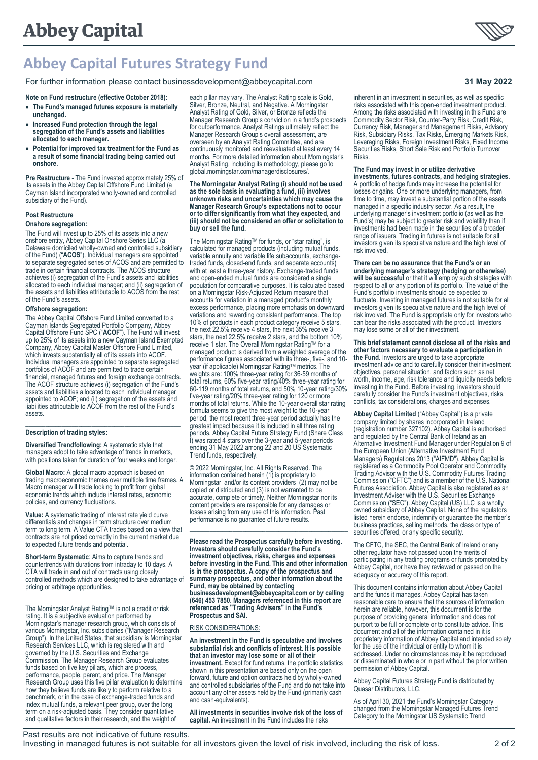# Abbey Capital

## Abbey Capital Futures Strategy Fund

For further information please contact businessdevelopment@abbeycapital.com

**31 May 2022**

**Note on Fund restructure (effective October 2018):**

- **The Fund's managed futures exposure is materially unchanged.**
- **Increased Fund protection through the legal segregation of the Fund's assets and liabilities allocated to each manager.**
- **Potential for improved tax treatment for the Fund as a result of some financial trading being carried out onshore.**

**Pre Restructure** - The Fund invested approximately 25% of its assets in the Abbey Capital Offshore Fund Limited (a Cayman Island incorporated wholly-owned and controlled subsidiary of the Fund).

**Post Restructure**

**Onshore segregation:**

The Fund will invest up to 25% of its assets into a new onshore entity, Abbey Capital Onshore Series LLC (a Delaware domiciled wholly-owned and controlled subsidiary of the Fund) ("**ACOS**"). Individual managers are appointed to separate segregated series of ACOS and are permitted to trade in certain financial contracts. The ACOS structure achieves (i) segregation of the Fund's assets and liabilities allocated to each individual manager; and (ii) segregation of the assets and liabilities attributable to ACOS from the rest of the Fund's assets.

**Offshore segregation:**

The Abbey Capital Offshore Fund Limited converted to a Cayman Islands Segregated Portfolio Company, Abbey Capital Offshore Fund SPC ("**ACOF**"). The Fund will invest up to 25% of its assets into a new Cayman Island Exempted Company, Abbey Capital Master Offshore Fund Limited, which invests substantially all of its assets into ACOF. Individual managers are appointed to separate segregated portfolios of ACOF and are permitted to trade certain financial, managed futures and foreign exchange contracts. The ACOF structure achieves (i) segregation of the Fund's assets and liabilities allocated to each individual manager appointed to ACOF; and (ii) segregation of the assets and liabilities attributable to ACOF from the rest of the Fund's assets.

**Description of trading styles:**

**Diversified Trendfollowing:** A systematic style that managers adopt to take advantage of trends in markets, with positions taken for duration of four weeks and longer.

**Global Macro:** A global macro approach is based on trading macroeconomic themes over multiple time frames. A Macro manager will trade looking to profit from global economic trends which include interest rates, economic policies, and currency fluctuations.

**Value:** A systematic trading of interest rate yield curve differentials and changes in term structure over medium term to long term. A Value CTA trades based on a view that contracts are not priced correctly in the current market due to expected future trends and potential.

**Short-term Systematic**: Aims to capture trends and countertrends with durations from intraday to 10 days. A CTA will trade in and out of contracts using closely controlled methods which are designed to take advantage of pricing or arbitrage opportunities.

The Morningstar Analyst Rating™ is not a credit or risk rating. It is a subjective evaluation performed by Morningstar's manager research group, which consists of various Morningstar, Inc. subsidiaries ("Manager Research Group"). In the United States, that subsidiary is Morningstar Research Services LLC, which is registered with and governed by the U.S. Securities and Exchange Commission. The Manager Research Group evaluates funds based on five key pillars, which are process, performance, people, parent, and price. The Manager Research Group uses this five pillar evaluation to determine how they believe funds are likely to perform relative to a benchmark, or in the case of exchange-traded funds and index mutual funds, a relevant peer group, over the long term on a risk-adjusted basis. They consider quantitative and qualitative factors in their research, and the weight of each pillar may vary. The Analyst Rating scale is Gold, Silver, Bronze, Neutral, and Negative. A Morningstar Analyst Rating of Gold, Silver, or Bronze reflects the Manager Research Group's conviction in a fund's prospects for outperformance. Analyst Ratings ultimately reflect the Manager Research Group's overall assessment, are overseen by an Analyst Rating Committee, and are continuously monitored and reevaluated at least every 14 months. For more detailed information about Morningstar's Analyst Rating, including its methodology, please go to global.morningstar.com/managerdisclosures/.

**The Morningstar Analyst Rating (i) should not be used as the sole basis in evaluating a fund, (ii) involves unknown risks and uncertainties which may cause the Manager Research Group's expectations not to occur or to differ significantly from what they expected, and (iii) should not be considered an offer or solicitation to buy or sell the fund.**

The Morningstar Rating™ for funds, or "star rating", is calculated for managed products (including mutual funds, variable annuity and variable life subaccounts, exchange-traded funds, closed-end funds, and separate accounts) with at least a three-year history. Exchange-traded funds and open-ended mutual funds are considered a single population for comparative purposes. It is calculated based on a Morningstar Risk-Adjusted Return measure that accounts for variation in a managed product's monthly excess performance, placing more emphasis on downward variations and rewarding consistent performance. The top 10% of products in each product category receive 5 stars, the next 22.5% receive 4 stars, the next 35% receive 3 stars, the next 22.5% receive 2 stars, and the bottom 10% receive 1 star. The Overall Morningstar Rating™ for a managed product is derived from a weighted average of the performance figures associated with its three-, five-, and 10-year (if applicable) Morningstar Rating™ metrics. The weights are: 100% three-year rating for 36-59 months of total returns, 60% five-year rating/40% three-year rating for 60-119 months of total returns, and 50% 10-year rating/30% five-year rating/20% three-year rating for 120 or more months of total returns. While the 10-year overall star rating formula seems to give the most weight to the 10-year period, the most recent three-year period actually has the greatest impact because it is included in all three rating periods. Abbey Capital Future Strategy Fund (Share Class I) was rated 4 stars over the 3-year and 5-year periods ending 31 May 2022 among 22 and 20 US Systematic Trend funds, respectively.

© 2022 Morningstar, Inc. All Rights Reserved. The information contained herein (1) is proprietary to Morningstar and/or its content providers (2) may not be copied or distributed and (3) is not warranted to be accurate, complete or timely. Neither Morningstar nor its content providers are responsible for any damages or losses arising from any use of this information. Past performance is no guarantee of future results.

**Please read the Prospectus carefully before investing. Investors should carefully consider the Fund's investment objectives, risks, charges and expenses before investing in the Fund. This and other information is in the prospectus. A copy of the prospectus and summary prospectus, and other information about the Fund, may be obtained by contacting businessdevelopment@abbeycapital.com or by calling (646) 453 7850. Managers referenced in this report are referenced as "Trading Advisers" in the Fund's Prospectus and SAI.**

RISK CONSIDERATIONS:

**An investment in the Fund is speculative and involves substantial risk and conflicts of interest. It is possible that an investor may lose some or all of their investment.** Except for fund returns, the portfolio statistics shown in this presentation are based only on the open forward, future and option contracts held by wholly-owned and controlled subsidiaries of the Fund and do not take into account any other assets held by the Fund (primarily cash and cash-equivalents).

**All investments in securities involve risk of the loss of capital.** An investment in the Fund includes the risks inherent in an investment in securities, as well as specific risks associated with this open-ended investment product. Among the risks associated with investing in this Fund are Commodity Sector Risk, Counter-Party Risk, Credit Risk, Currency Risk, Manager and Management Risks, Advisory Risk, Subsidiary Risks, Tax Risks, Emerging Markets Risk, Leveraging Risks, Foreign Investment Risks, Fixed Income Securities Risks, Short Sale Risk and Portfolio Turnover Risks.

**The Fund may invest in or utilize derivative investments, futures contracts, and hedging strategies.** A portfolio of hedge funds may increase the potential for losses or gains. One or more underlying managers, from time to time, may invest a substantial portion of the assets managed in a specific industry sector. As a result, the underlying manager's investment portfolio (as well as the Fund's) may be subject to greater risk and volatility than if investments had been made in the securities of a broader range of issuers. Trading in futures is not suitable for all investors given its speculative nature and the high level of risk involved.

**There can be no assurance that the Fund's or an underlying manager's strategy (hedging or otherwise) will be successful** or that it will employ such strategies with respect to all or any portion of its portfolio. The value of the Fund's portfolio investments should be expected to fluctuate. Investing in managed futures is not suitable for all investors given its speculative nature and the high level of risk involved. The Fund is appropriate only for investors who can bear the risks associated with the product. Investors may lose some or all of their investment.

**This brief statement cannot disclose all of the risks and other factors necessary to evaluate a participation in the Fund.** Investors are urged to take appropriate investment advice and to carefully consider their investment objectives, personal situation, and factors such as net worth, income, age, risk tolerance and liquidity needs before investing in the Fund. Before investing, investors should carefully consider the Fund's investment objectives, risks, conflicts, tax considerations, charges and expenses.

**Abbey Capital Limited** ("Abbey Capital") is a private company limited by shares incorporated in Ireland (registration number 327102). Abbey Capital is authorised and regulated by the Central Bank of Ireland as an Alternative Investment Fund Manager under Regulation 9 of the European Union (Alternative Investment Fund Managers) Regulations 2013 ("AIFMD"). Abbey Capital is registered as a Commodity Pool Operator and Commodity Trading Advisor with the U.S. Commodity Futures Trading Commission ("CFTC") and is a member of the U.S. National Futures Association. Abbey Capital is also registered as an Investment Adviser with the U.S. Securities Exchange Commission ("SEC"). Abbey Capital (US) LLC is a wholly owned subsidiary of Abbey Capital. None of the regulators listed herein endorse, indemnify or guarantee the member's business practices, selling methods, the class or type of securities offered, or any specific security.

The CFTC, the SEC, the Central Bank of Ireland or any other regulator have not passed upon the merits of participating in any trading programs or funds promoted by Abbey Capital, nor have they reviewed or passed on the adequacy or accuracy of this report.

This document contains information about Abbey Capital and the funds it manages. Abbey Capital has taken reasonable care to ensure that the sources of information herein are reliable, however, this document is for the purpose of providing general information and does not purport to be full or complete or to constitute advice. This document and all of the information contained in it is proprietary information of Abbey Capital and intended solely for the use of the individual or entity to whom it is addressed. Under no circumstances may it be reproduced or disseminated in whole or in part without the prior written permission of Abbey Capital.

Abbey Capital Futures Strategy Fund is distributed by Quasar Distributors, LLC.

As of April 30, 2021 the Fund's Morningstar Category changed from the Morningstar Managed Futures Trend Category to the Morningstar US Systematic Trend

Past results are not indicative of future results.

Investing in managed futures is not suitable for all investors given the level of risk involved, including the risk of loss.